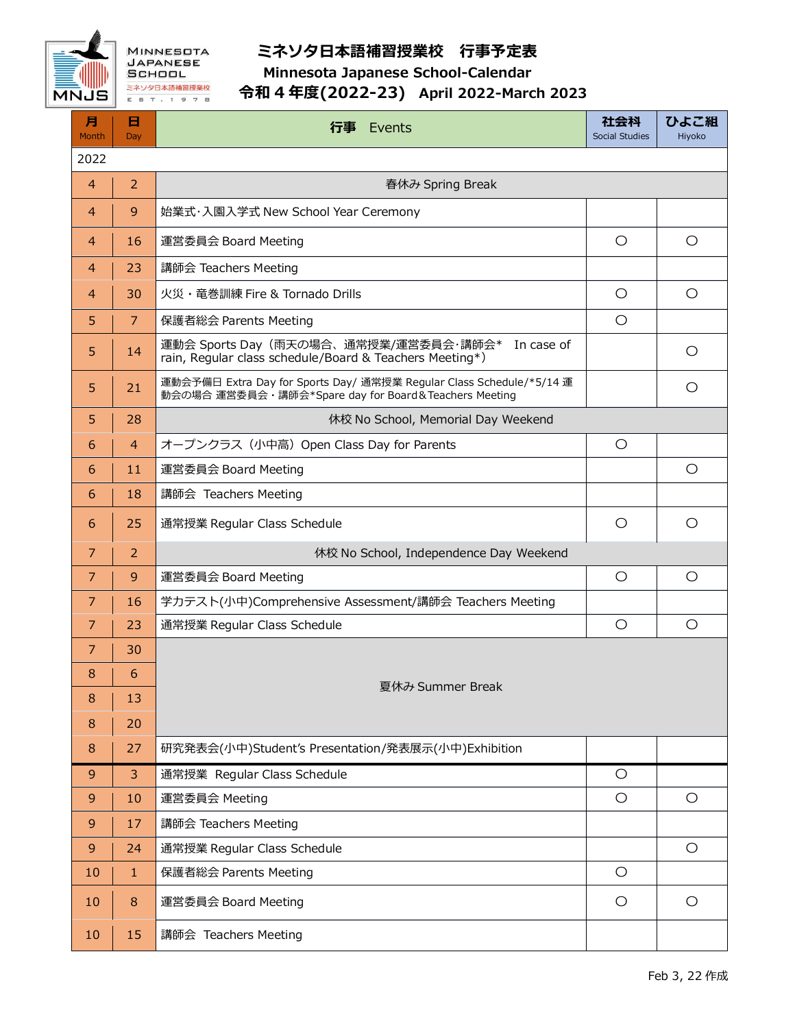# ミネソタ日本語補習授業校　行事予定表

## Minnesota Japanese School-Calendar

## 令和４年度(2022-23)　April 2022-March 2023

| 月 Month | 日 Day | 行事 Events | 社会科 Social Studies | ひよこ組 Hiyoko |
|---|---|---|---|---|
| 2022 | | | | |
| 4 | 2 | 春休み Spring Break | | |
| 4 | 9 | 始業式･入園入学式 New School Year Ceremony | | |
| 4 | 16 | 運営委員会 Board Meeting | ○ | ○ |
| 4 | 23 | 講師会 Teachers Meeting | | |
| 4 | 30 | 火災・竜巻訓練 Fire & Tornado Drills | ○ | ○ |
| 5 | 7 | 保護者総会 Parents Meeting | ○ | |
| 5 | 14 | 運動会 Sports Day（雨天の場合、通常授業/運営委員会･講師会*　In case of rain, Regular class schedule/Board & Teachers Meeting*） | | ○ |
| 5 | 21 | 運動会予備日 Extra Day for Sports Day/ 通常授業 Regular Class Schedule/*5/14 運動会の場合 運営委員会・講師会*Spare day for Board＆Teachers Meeting | | ○ |
| 5 | 28 | 休校 No School, Memorial Day Weekend | | |
| 6 | 4 | オープンクラス（小中高）Open Class Day for Parents | ○ | |
| 6 | 11 | 運営委員会 Board Meeting | | ○ |
| 6 | 18 | 講師会 Teachers Meeting | | |
| 6 | 25 | 通常授業 Regular Class Schedule | ○ | ○ |
| 7 | 2 | 休校 No School, Independence Day Weekend | | |
| 7 | 9 | 運営委員会 Board Meeting | ○ | ○ |
| 7 | 16 | 学力テスト(小中)Comprehensive Assessment/講師会 Teachers Meeting | | |
| 7 | 23 | 通常授業 Regular Class Schedule | ○ | ○ |
| 7 | 30 | 夏休み Summer Break | | |
| 8 | 6 | 夏休み Summer Break | | |
| 8 | 13 | 夏休み Summer Break | | |
| 8 | 20 | 夏休み Summer Break | | |
| 8 | 27 | 研究発表会(小中)Student's Presentation/発表展示(小中)Exhibition | | |
| 9 | 3 | 通常授業 Regular Class Schedule | ○ | |
| 9 | 10 | 運営委員会 Meeting | ○ | ○ |
| 9 | 17 | 講師会 Teachers Meeting | | |
| 9 | 24 | 通常授業 Regular Class Schedule | | ○ |
| 10 | 1 | 保護者総会 Parents Meeting | ○ | |
| 10 | 8 | 運営委員会 Board Meeting | ○ | ○ |
| 10 | 15 | 講師会 Teachers Meeting | | |

Feb 3, 22 作成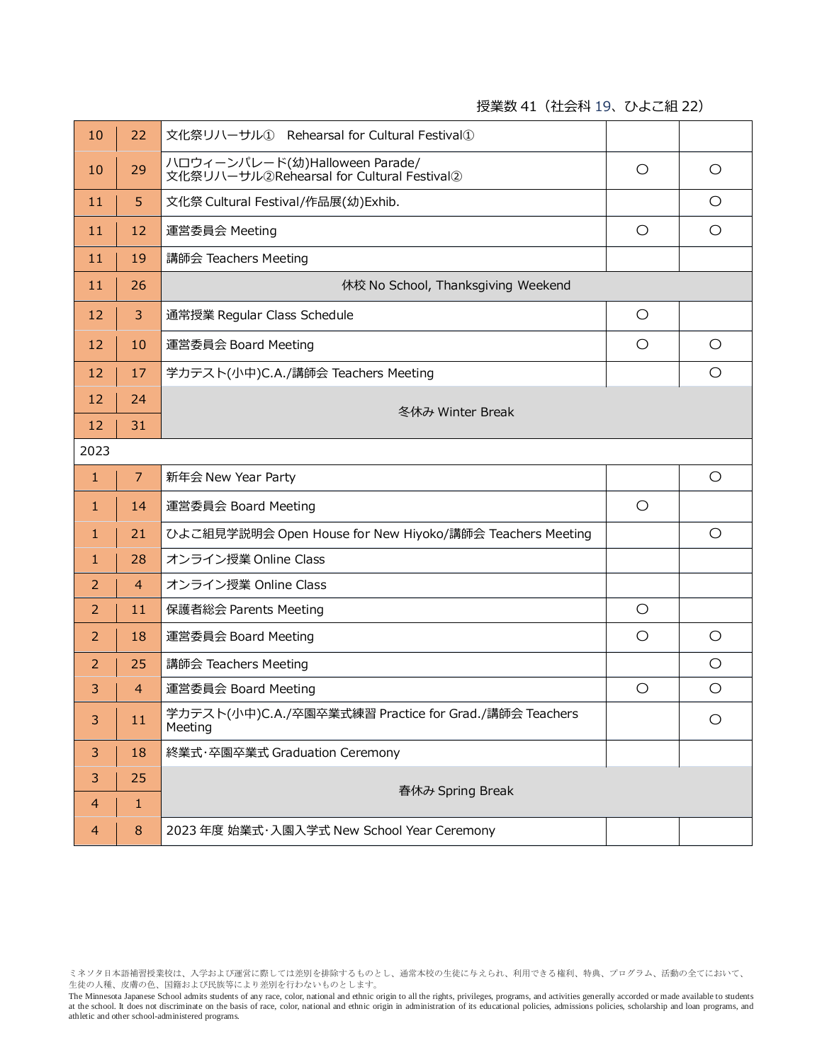授業数 41（社会科 19、ひよこ組 22）

| | | | | |
|---|---|---|---|---|
| 10 | 22 | 文化祭リハーサル①　Rehearsal for Cultural Festival① | | |
| 10 | 29 | ハロウィーンパレード(幼)Halloween Parade/ 文化祭リハーサル②Rehearsal for Cultural Festival② | ○ | ○ |
| 11 | 5 | 文化祭 Cultural Festival/作品展(幼)Exhib. | | ○ |
| 11 | 12 | 運営委員会 Meeting | ○ | ○ |
| 11 | 19 | 講師会 Teachers Meeting | | |
| 11 | 26 | 休校 No School, Thanksgiving Weekend | | |
| 12 | 3 | 通常授業 Regular Class Schedule | ○ | |
| 12 | 10 | 運営委員会 Board Meeting | ○ | ○ |
| 12 | 17 | 学力テスト(小中)C.A./講師会 Teachers Meeting | | ○ |
| 12 | 24 | 冬休み Winter Break | | |
| 12 | 31 | | | |
| 2023 | | | | |
| 1 | 7 | 新年会 New Year Party | | ○ |
| 1 | 14 | 運営委員会 Board Meeting | ○ | |
| 1 | 21 | ひよこ組見学説明会 Open House for New Hiyoko/講師会 Teachers Meeting | | ○ |
| 1 | 28 | オンライン授業 Online Class | | |
| 2 | 4 | オンライン授業 Online Class | | |
| 2 | 11 | 保護者総会 Parents Meeting | ○ | |
| 2 | 18 | 運営委員会 Board Meeting | ○ | ○ |
| 2 | 25 | 講師会 Teachers Meeting | | ○ |
| 3 | 4 | 運営委員会 Board Meeting | ○ | ○ |
| 3 | 11 | 学力テスト(小中)C.A./卒園卒業式練習 Practice for Grad./講師会 Teachers Meeting | | ○ |
| 3 | 18 | 終業式･卒園卒業式 Graduation Ceremony | | |
| 3 | 25 | 春休み Spring Break | | |
| 4 | 1 | | | |
| 4 | 8 | 2023 年度 始業式･入園入学式 New School Year Ceremony | | |

ミネソタ日本語補習授業校は、入学および運営に際しては差別を排除するものとし、通常本校の生徒に与えられ、利用できる権利、特典、プログラム、活動の全てにおいて、生徒の人種、皮膚の色、国籍および民族等により差別を行わないものとします。

The Minnesota Japanese School admits students of any race, color, national and ethnic origin to all the rights, privileges, programs, and activities generally accorded or made available to students at the school. It does not discriminate on the basis of race, color, national and ethnic origin in administration of its educational policies, admissions policies, scholarship and loan programs, and athletic and other school-administered programs.